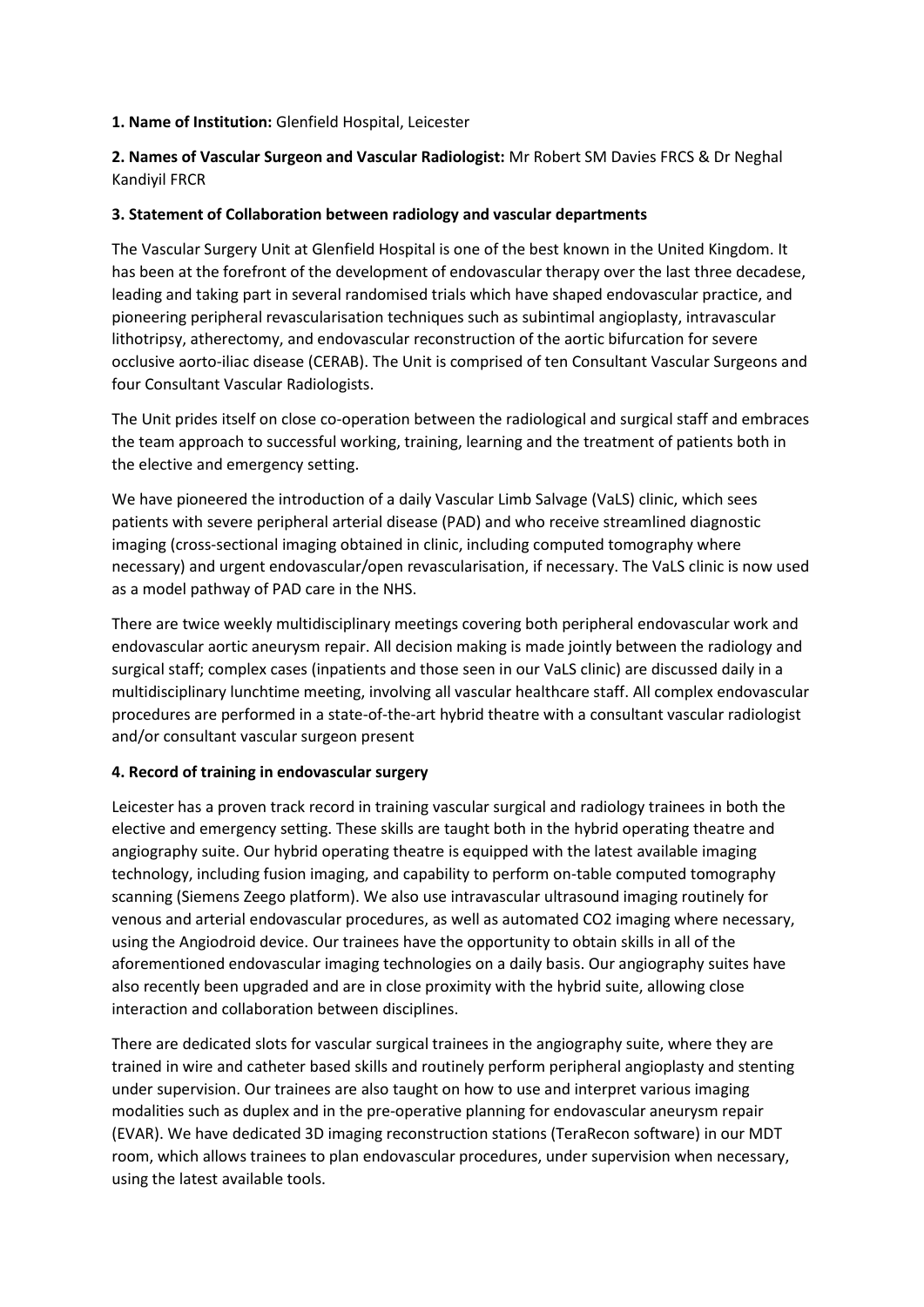**1. Name of Institution:** Glenfield Hospital, Leicester

**2. Names of Vascular Surgeon and Vascular Radiologist:** Mr Robert SM Davies FRCS & Dr Neghal Kandiyil FRCR

**3. Statement of Collaboration between radiology and vascular departments**

The Vascular Surgery Unit at Glenfield Hospital is one of the best known in the United Kingdom. It has been at the forefront of the development of endovascular therapy over the last three decadese, leading and taking part in several randomised trials which have shaped endovascular practice, and pioneering peripheral revascularisation techniques such as subintimal angioplasty, intravascular lithotripsy, atherectomy, and endovascular reconstruction of the aortic bifurcation for severe occlusive aorto-iliac disease (CERAB). The Unit is comprised of ten Consultant Vascular Surgeons and four Consultant Vascular Radiologists.

The Unit prides itself on close co-operation between the radiological and surgical staff and embraces the team approach to successful working, training, learning and the treatment of patients both in the elective and emergency setting.

We have pioneered the introduction of a daily Vascular Limb Salvage (VaLS) clinic, which sees patients with severe peripheral arterial disease (PAD) and who receive streamlined diagnostic imaging (cross-sectional imaging obtained in clinic, including computed tomography where necessary) and urgent endovascular/open revascularisation, if necessary. The VaLS clinic is now used as a model pathway of PAD care in the NHS.

There are twice weekly multidisciplinary meetings covering both peripheral endovascular work and endovascular aortic aneurysm repair. All decision making is made jointly between the radiology and surgical staff; complex cases (inpatients and those seen in our VaLS clinic) are discussed daily in a multidisciplinary lunchtime meeting, involving all vascular healthcare staff. All complex endovascular procedures are performed in a state-of-the-art hybrid theatre with a consultant vascular radiologist and/or consultant vascular surgeon present

**4. Record of training in endovascular surgery**

Leicester has a proven track record in training vascular surgical and radiology trainees in both the elective and emergency setting. These skills are taught both in the hybrid operating theatre and angiography suite. Our hybrid operating theatre is equipped with the latest available imaging technology, including fusion imaging, and capability to perform on-table computed tomography scanning (Siemens Zeego platform). We also use intravascular ultrasound imaging routinely for venous and arterial endovascular procedures, as well as automated $CO_2$ imaging where necessary, using the Angiodroid device. Our trainees have the opportunity to obtain skills in all of the aforementioned endovascular imaging technologies on a daily basis. Our angiography suites have also recently been upgraded and are in close proximity with the hybrid suite, allowing close interaction and collaboration between disciplines.

There are dedicated slots for vascular surgical trainees in the angiography suite, where they are trained in wire and catheter based skills and routinely perform peripheral angioplasty and stenting under supervision. Our trainees are also taught on how to use and interpret various imaging modalities such as duplex and in the pre-operative planning for endovascular aneurysm repair (EVAR). We have dedicated 3D imaging reconstruction stations (TeraRecon software) in our MDT room, which allows trainees to plan endovascular procedures, under supervision when necessary, using the latest available tools.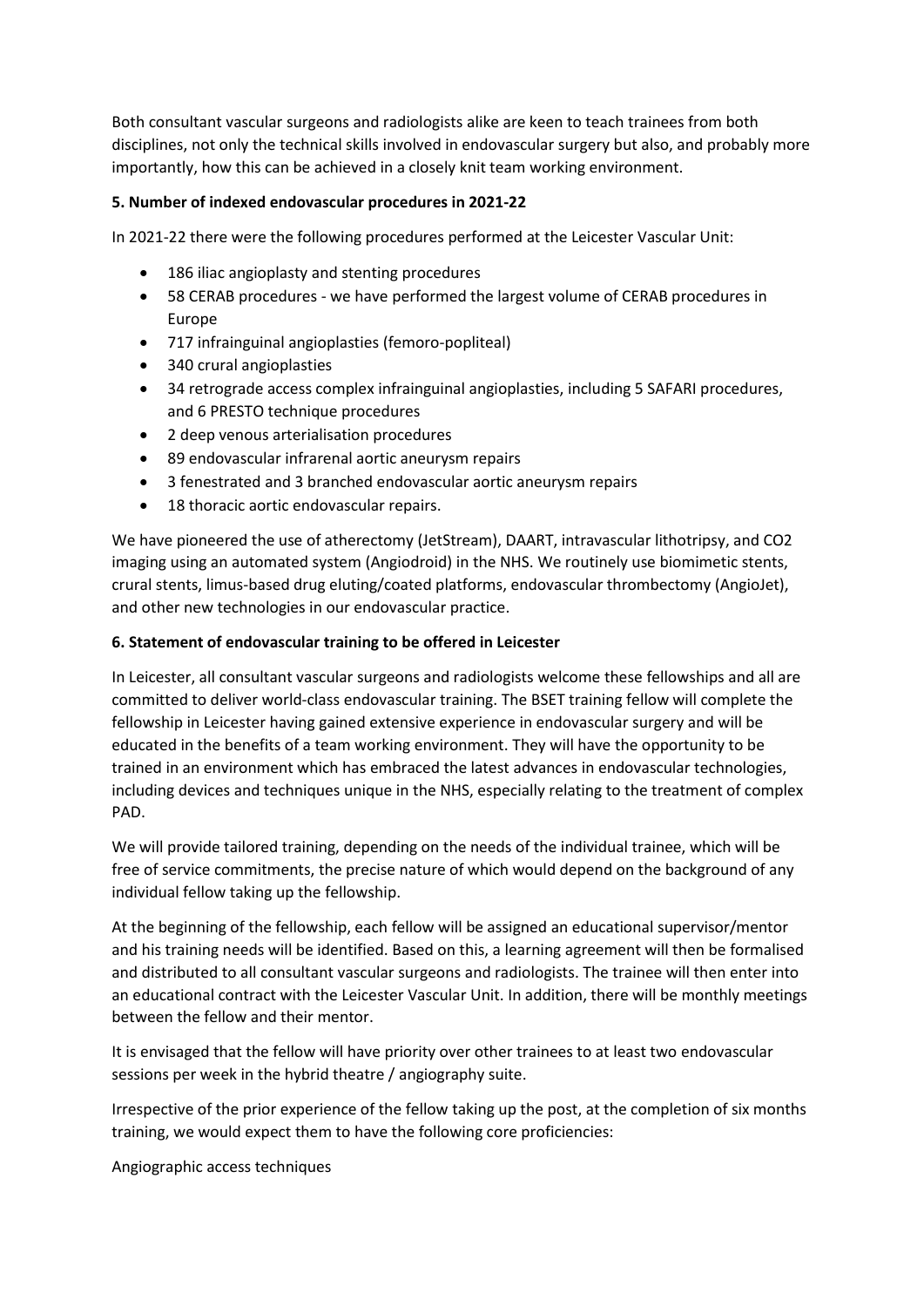Both consultant vascular surgeons and radiologists alike are keen to teach trainees from both disciplines, not only the technical skills involved in endovascular surgery but also, and probably more importantly, how this can be achieved in a closely knit team working environment.

### 5. Number of indexed endovascular procedures in 2021-22

In 2021-22 there were the following procedures performed at the Leicester Vascular Unit:

- 186 iliac angioplasty and stenting procedures
- 58 CERAB procedures - we have performed the largest volume of CERAB procedures in Europe
- 717 infrainguinal angioplasties (femoro-popliteal)
- 340 crural angioplasties
- 34 retrograde access complex infrainguinal angioplasties, including 5 SAFARI procedures, and 6 PRESTO technique procedures
- 2 deep venous arterialisation procedures
- 89 endovascular infrarenal aortic aneurysm repairs
- 3 fenestrated and 3 branched endovascular aortic aneurysm repairs
- 18 thoracic aortic endovascular repairs.

We have pioneered the use of atherectomy (JetStream), DAART, intravascular lithotripsy, and CO2 imaging using an automated system (Angiodroid) in the NHS. We routinely use biomimetic stents, crural stents, limus-based drug eluting/coated platforms, endovascular thrombectomy (AngioJet), and other new technologies in our endovascular practice.

### 6. Statement of endovascular training to be offered in Leicester

In Leicester, all consultant vascular surgeons and radiologists welcome these fellowships and all are committed to deliver world-class endovascular training. The BSET training fellow will complete the fellowship in Leicester having gained extensive experience in endovascular surgery and will be educated in the benefits of a team working environment. They will have the opportunity to be trained in an environment which has embraced the latest advances in endovascular technologies, including devices and techniques unique in the NHS, especially relating to the treatment of complex PAD.

We will provide tailored training, depending on the needs of the individual trainee, which will be free of service commitments, the precise nature of which would depend on the background of any individual fellow taking up the fellowship.

At the beginning of the fellowship, each fellow will be assigned an educational supervisor/mentor and his training needs will be identified. Based on this, a learning agreement will then be formalised and distributed to all consultant vascular surgeons and radiologists. The trainee will then enter into an educational contract with the Leicester Vascular Unit. In addition, there will be monthly meetings between the fellow and their mentor.

It is envisaged that the fellow will have priority over other trainees to at least two endovascular sessions per week in the hybrid theatre / angiography suite.

Irrespective of the prior experience of the fellow taking up the post, at the completion of six months training, we would expect them to have the following core proficiencies:

Angiographic access techniques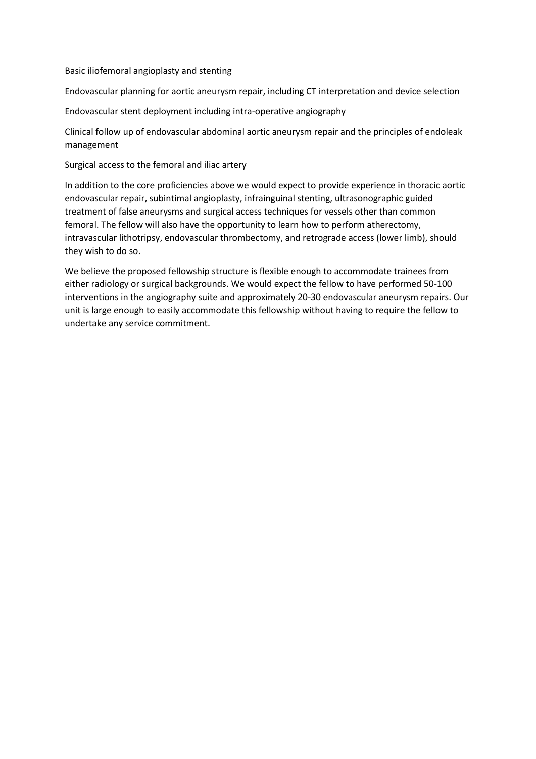Basic iliofemoral angioplasty and stenting

Endovascular planning for aortic aneurysm repair, including CT interpretation and device selection

Endovascular stent deployment including intra-operative angiography

Clinical follow up of endovascular abdominal aortic aneurysm repair and the principles of endoleak management

Surgical access to the femoral and iliac artery

In addition to the core proficiencies above we would expect to provide experience in thoracic aortic endovascular repair, subintimal angioplasty, infrainguinal stenting, ultrasonographic guided treatment of false aneurysms and surgical access techniques for vessels other than common femoral. The fellow will also have the opportunity to learn how to perform atherectomy, intravascular lithotripsy, endovascular thrombectomy, and retrograde access (lower limb), should they wish to do so.

We believe the proposed fellowship structure is flexible enough to accommodate trainees from either radiology or surgical backgrounds. We would expect the fellow to have performed 50-100 interventions in the angiography suite and approximately 20-30 endovascular aneurysm repairs. Our unit is large enough to easily accommodate this fellowship without having to require the fellow to undertake any service commitment.